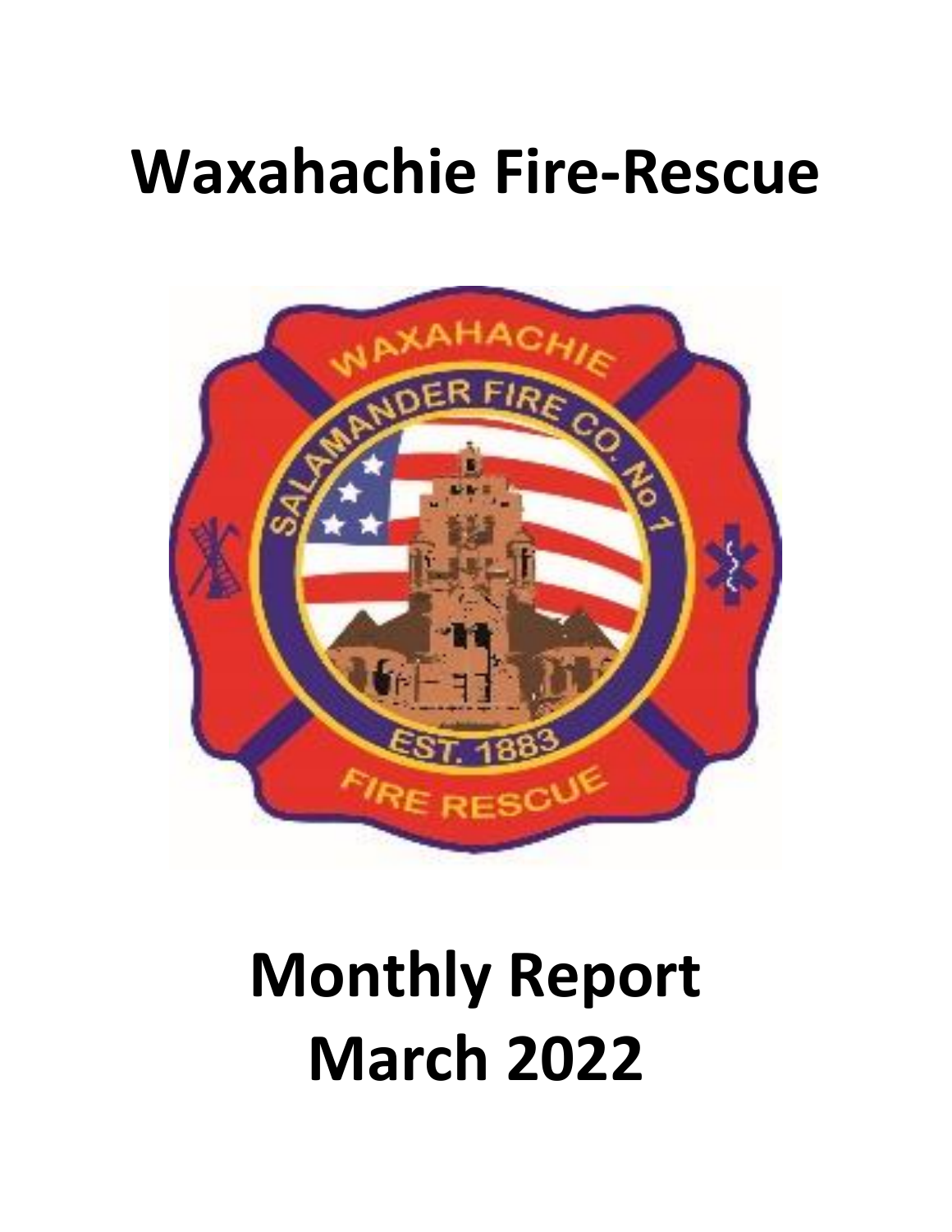# Waxahachie Fire-Rescue

# Monthly Report
# March 2022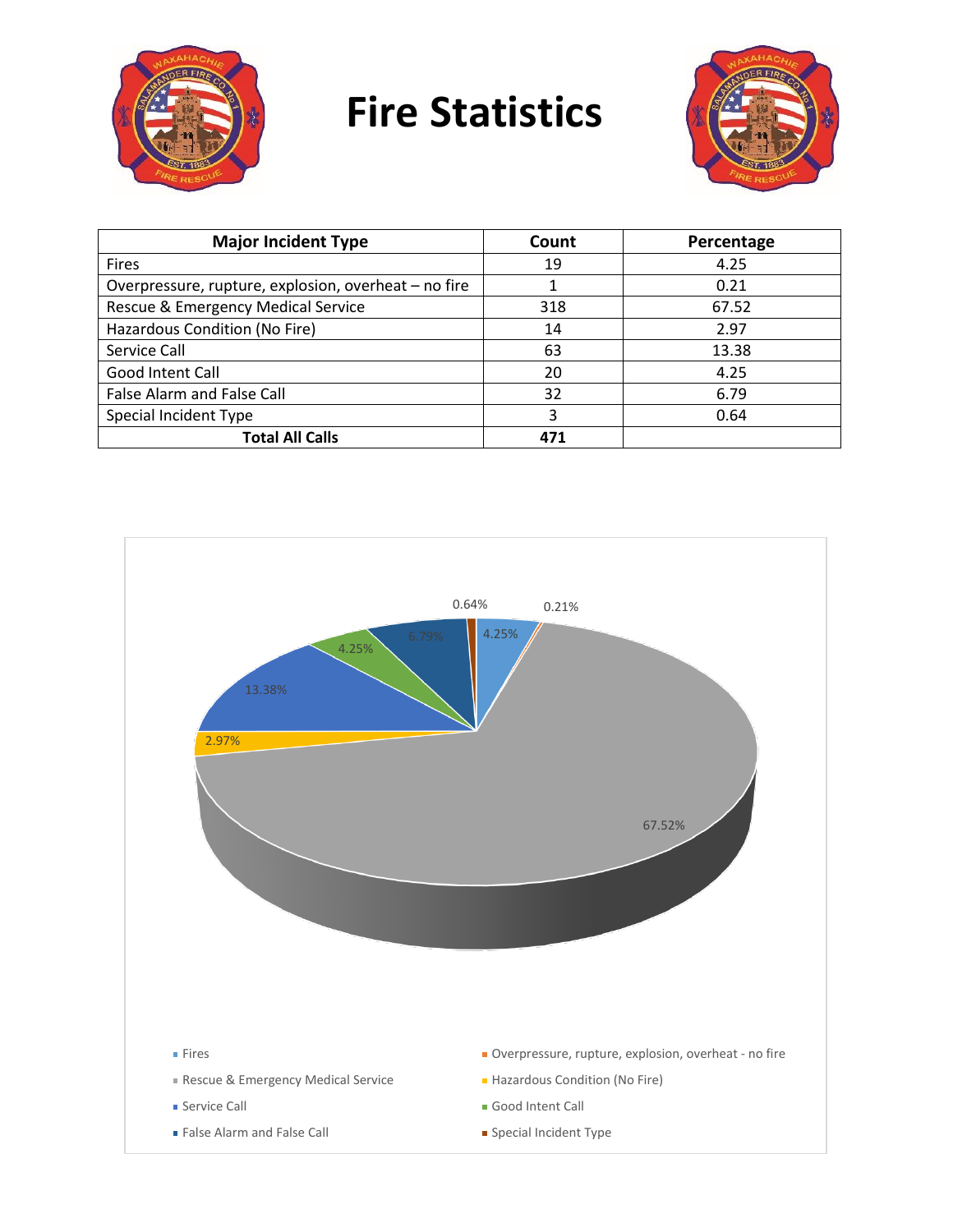# Fire Statistics

| Major Incident Type | Count | Percentage |
|---|---|---|
| Fires | 19 | 4.25 |
| Overpressure, rupture, explosion, overheat – no fire | 1 | 0.21 |
| Rescue & Emergency Medical Service | 318 | 67.52 |
| Hazardous Condition (No Fire) | 14 | 2.97 |
| Service Call | 63 | 13.38 |
| Good Intent Call | 20 | 4.25 |
| False Alarm and False Call | 32 | 6.79 |
| Special Incident Type | 3 | 0.64 |
| **Total All Calls** | **471** | |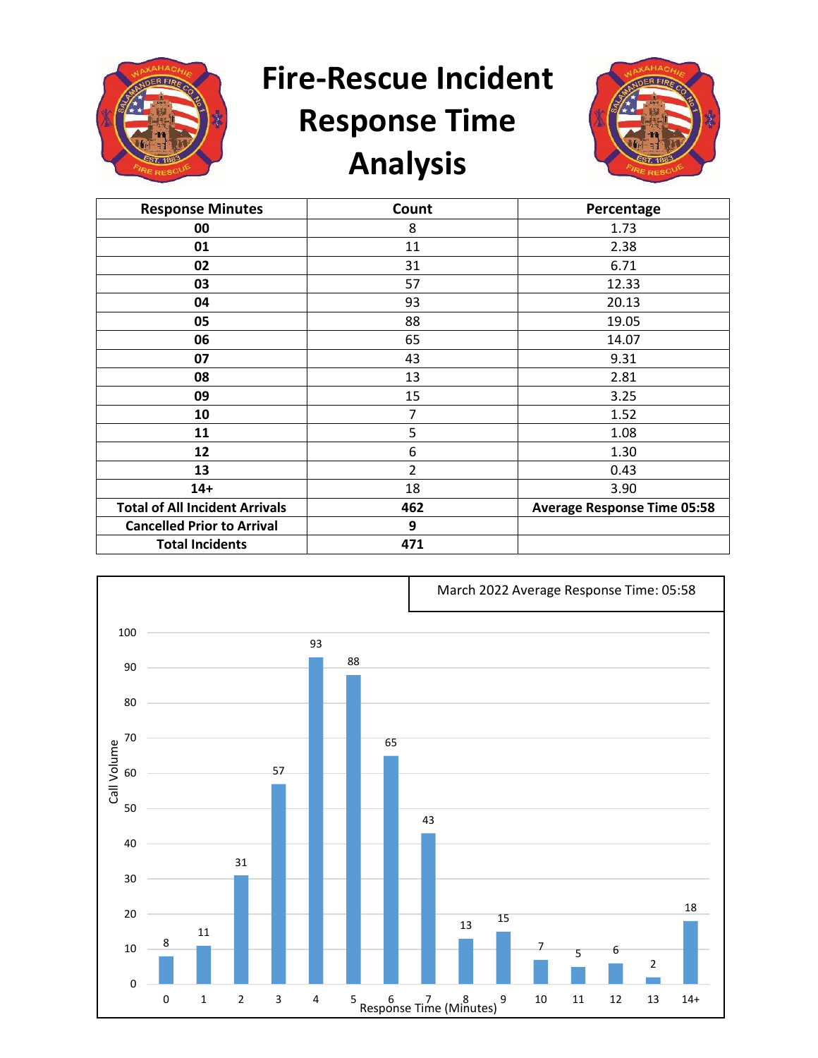# Fire-Rescue Incident Response Time Analysis

| Response Minutes | Count | Percentage |
|---|---|---|
| **00** | 8 | 1.73 |
| **01** | 11 | 2.38 |
| **02** | 31 | 6.71 |
| **03** | 57 | 12.33 |
| **04** | 93 | 20.13 |
| **05** | 88 | 19.05 |
| **06** | 65 | 14.07 |
| **07** | 43 | 9.31 |
| **08** | 13 | 2.81 |
| **09** | 15 | 3.25 |
| **10** | 7 | 1.52 |
| **11** | 5 | 1.08 |
| **12** | 6 | 1.30 |
| **13** | 2 | 0.43 |
| **14+** | 18 | 3.90 |
| **Total of All Incident Arrivals** | **462** | **Average Response Time 05:58** |
| **Cancelled Prior to Arrival** | **9** | |
| **Total Incidents** | **471** | |

March 2022 Average Response Time: 05:58

| Response Time (Minutes) | Call Volume |
|---|---|
| 0 | 8 |
| 1 | 11 |
| 2 | 31 |
| 3 | 57 |
| 4 | 93 |
| 5 | 88 |
| 6 | 65 |
| 7 | 43 |
| 8 | 13 |
| 9 | 15 |
| 10 | 7 |
| 11 | 5 |
| 12 | 6 |
| 13 | 2 |
| 14+ | 18 |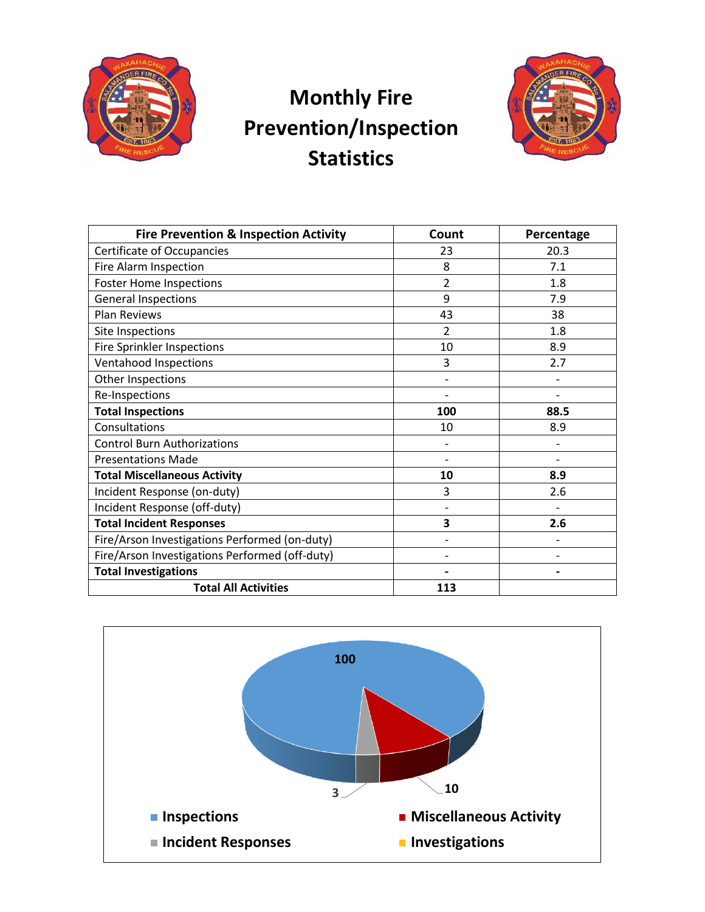# Monthly Fire Prevention/Inspection Statistics

| Fire Prevention & Inspection Activity | Count | Percentage |
|---|---|---|
| Certificate of Occupancies | 23 | 20.3 |
| Fire Alarm Inspection | 8 | 7.1 |
| Foster Home Inspections | 2 | 1.8 |
| General Inspections | 9 | 7.9 |
| Plan Reviews | 43 | 38 |
| Site Inspections | 2 | 1.8 |
| Fire Sprinkler Inspections | 10 | 8.9 |
| Ventahood Inspections | 3 | 2.7 |
| Other Inspections | - | - |
| Re-Inspections | - | - |
| **Total Inspections** | **100** | **88.5** |
| Consultations | 10 | 8.9 |
| Control Burn Authorizations | - | - |
| Presentations Made | - | - |
| **Total Miscellaneous Activity** | **10** | **8.9** |
| Incident Response (on-duty) | 3 | 2.6 |
| Incident Response (off-duty) | - | - |
| **Total Incident Responses** | **3** | **2.6** |
| Fire/Arson Investigations Performed (on-duty) | - | - |
| Fire/Arson Investigations Performed (off-duty) | - | - |
| **Total Investigations** | **-** | **-** |
| **Total All Activities** | **113** | |

100

3

10

- Inspections
- Miscellaneous Activity
- Incident Responses
- Investigations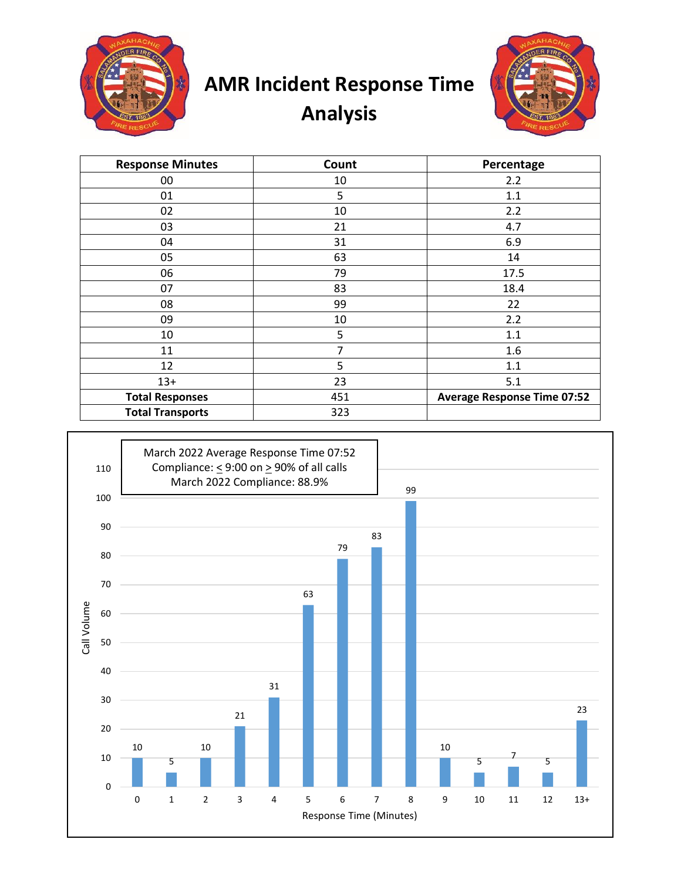# AMR Incident Response Time Analysis

| Response Minutes | Count | Percentage |
|---|---|---|
| 00 | 10 | 2.2 |
| 01 | 5 | 1.1 |
| 02 | 10 | 2.2 |
| 03 | 21 | 4.7 |
| 04 | 31 | 6.9 |
| 05 | 63 | 14 |
| 06 | 79 | 17.5 |
| 07 | 83 | 18.4 |
| 08 | 99 | 22 |
| 09 | 10 | 2.2 |
| 10 | 5 | 1.1 |
| 11 | 7 | 1.6 |
| 12 | 5 | 1.1 |
| 13+ | 23 | 5.1 |
| **Total Responses** | 451 | **Average Response Time 07:52** |
| **Total Transports** | 323 | |

March 2022 Average Response Time 07:52

Compliance: ≤ 9:00 on ≥ 90% of all calls

March 2022 Compliance: 88.9%

Call Volume

0, 10, 20, 30, 40, 50, 60, 70, 80, 90, 100, 110

10, 5, 10, 21, 31, 63, 79, 83, 99, 10, 5, 7, 5, 23

0, 1, 2, 3, 4, 5, 6, 7, 8, 9, 10, 11, 12, 13+

Response Time (Minutes)